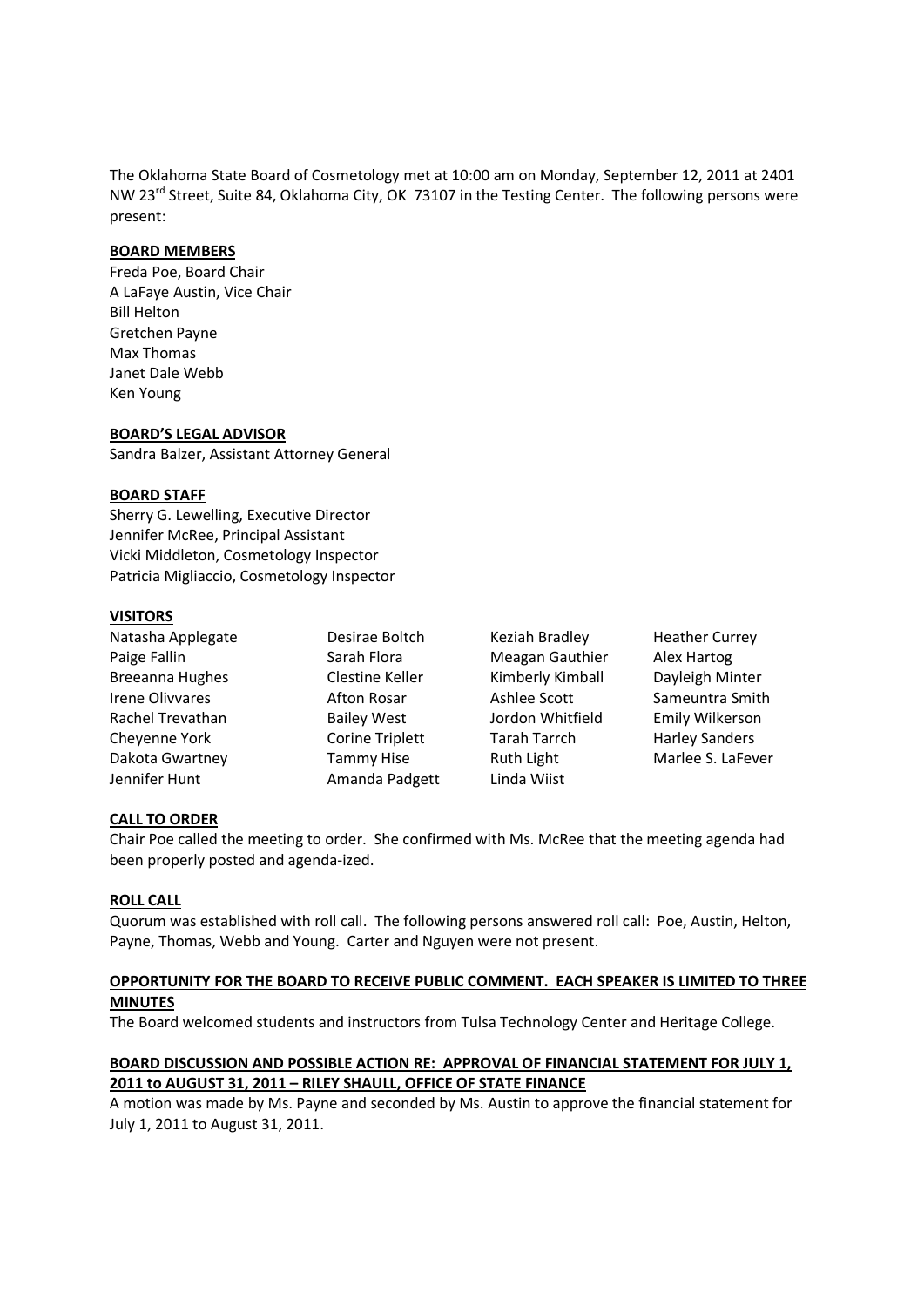The Oklahoma State Board of Cosmetology met at 10:00 am on Monday, September 12, 2011 at 2401 NW 23rd Street, Suite 84, Oklahoma City, OK 73107 in the Testing Center. The following persons were present:

**BOARD MEMBERS**

Freda Poe, Board Chair
A LaFaye Austin, Vice Chair
Bill Helton
Gretchen Payne
Max Thomas
Janet Dale Webb
Ken Young

**BOARD'S LEGAL ADVISOR**

Sandra Balzer, Assistant Attorney General

**BOARD STAFF**

Sherry G. Lewelling, Executive Director
Jennifer McRee, Principal Assistant
Vicki Middleton, Cosmetology Inspector
Patricia Migliaccio, Cosmetology Inspector

**VISITORS**

| | | | |
|---|---|---|---|
| Natasha Applegate | Desirae Boltch | Keziah Bradley | Heather Currey |
| Paige Fallin | Sarah Flora | Meagan Gauthier | Alex Hartog |
| Breeanna Hughes | Clestine Keller | Kimberly Kimball | Dayleigh Minter |
| Irene Olivvares | Afton Rosar | Ashlee Scott | Sameuntra Smith |
| Rachel Trevathan | Bailey West | Jordon Whitfield | Emily Wilkerson |
| Cheyenne York | Corine Triplett | Tarah Tarrch | Harley Sanders |
| Dakota Gwartney | Tammy Hise | Ruth Light | Marlee S. LaFever |
| Jennifer Hunt | Amanda Padgett | Linda Wiist | |

**CALL TO ORDER**

Chair Poe called the meeting to order. She confirmed with Ms. McRee that the meeting agenda had been properly posted and agenda-ized.

**ROLL CALL**

Quorum was established with roll call. The following persons answered roll call: Poe, Austin, Helton, Payne, Thomas, Webb and Young. Carter and Nguyen were not present.

**OPPORTUNITY FOR THE BOARD TO RECEIVE PUBLIC COMMENT. EACH SPEAKER IS LIMITED TO THREE MINUTES**

The Board welcomed students and instructors from Tulsa Technology Center and Heritage College.

**BOARD DISCUSSION AND POSSIBLE ACTION RE: APPROVAL OF FINANCIAL STATEMENT FOR JULY 1, 2011 to AUGUST 31, 2011 – RILEY SHAULL, OFFICE OF STATE FINANCE**

A motion was made by Ms. Payne and seconded by Ms. Austin to approve the financial statement for July 1, 2011 to August 31, 2011.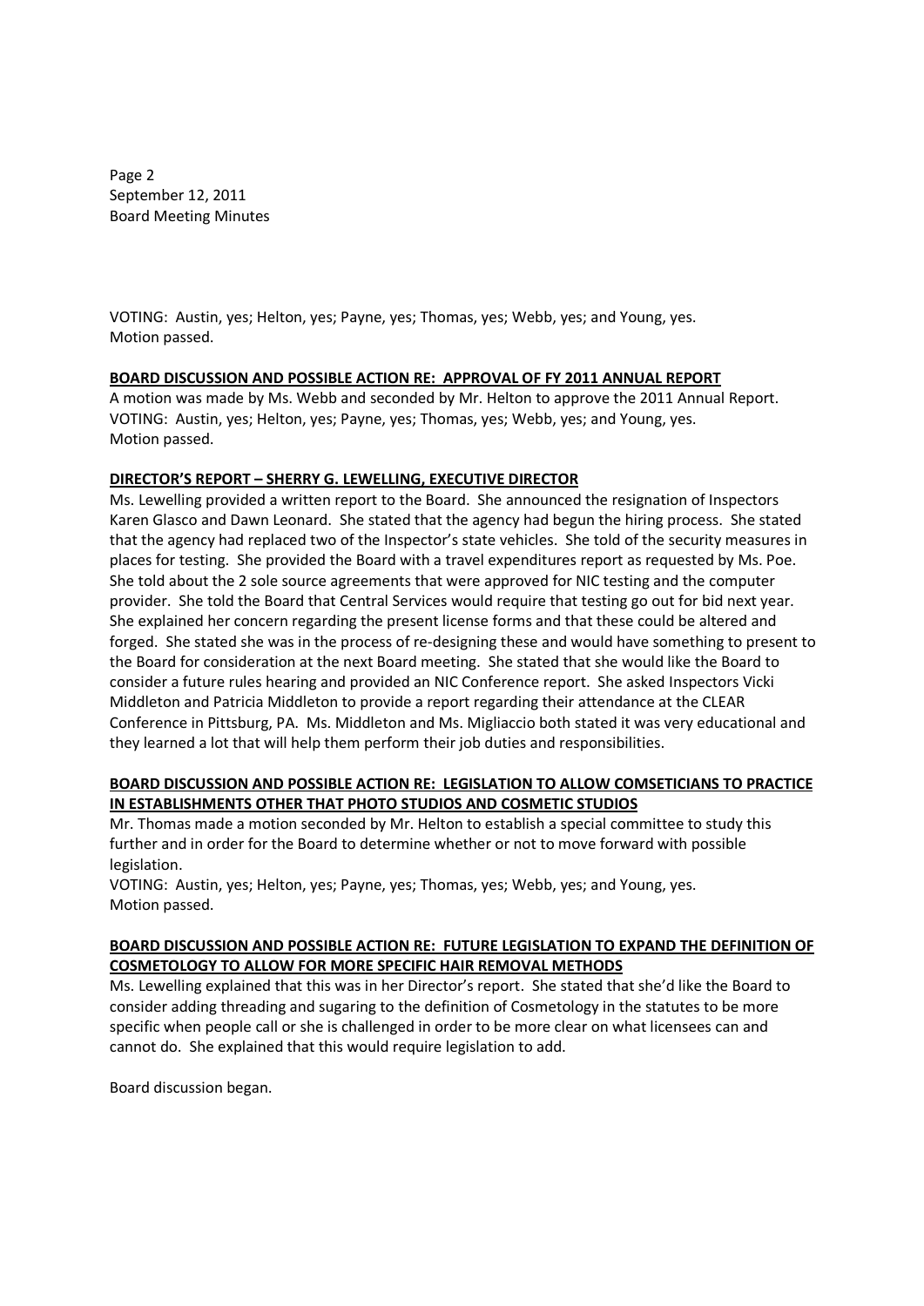VOTING: Austin, yes; Helton, yes; Payne, yes; Thomas, yes; Webb, yes; and Young, yes.
Motion passed.

**BOARD DISCUSSION AND POSSIBLE ACTION RE: APPROVAL OF FY 2011 ANNUAL REPORT**

A motion was made by Ms. Webb and seconded by Mr. Helton to approve the 2011 Annual Report.
VOTING: Austin, yes; Helton, yes; Payne, yes; Thomas, yes; Webb, yes; and Young, yes.
Motion passed.

**DIRECTOR'S REPORT – SHERRY G. LEWELLING, EXECUTIVE DIRECTOR**

Ms. Lewelling provided a written report to the Board. She announced the resignation of Inspectors Karen Glasco and Dawn Leonard. She stated that the agency had begun the hiring process. She stated that the agency had replaced two of the Inspector's state vehicles. She told of the security measures in places for testing. She provided the Board with a travel expenditures report as requested by Ms. Poe. She told about the 2 sole source agreements that were approved for NIC testing and the computer provider. She told the Board that Central Services would require that testing go out for bid next year. She explained her concern regarding the present license forms and that these could be altered and forged. She stated she was in the process of re-designing these and would have something to present to the Board for consideration at the next Board meeting. She stated that she would like the Board to consider a future rules hearing and provided an NIC Conference report. She asked Inspectors Vicki Middleton and Patricia Middleton to provide a report regarding their attendance at the CLEAR Conference in Pittsburg, PA. Ms. Middleton and Ms. Migliaccio both stated it was very educational and they learned a lot that will help them perform their job duties and responsibilities.

**BOARD DISCUSSION AND POSSIBLE ACTION RE: LEGISLATION TO ALLOW COMSETICIANS TO PRACTICE IN ESTABLISHMENTS OTHER THAT PHOTO STUDIOS AND COSMETIC STUDIOS**

Mr. Thomas made a motion seconded by Mr. Helton to establish a special committee to study this further and in order for the Board to determine whether or not to move forward with possible legislation.
VOTING: Austin, yes; Helton, yes; Payne, yes; Thomas, yes; Webb, yes; and Young, yes.
Motion passed.

**BOARD DISCUSSION AND POSSIBLE ACTION RE: FUTURE LEGISLATION TO EXPAND THE DEFINITION OF COSMETOLOGY TO ALLOW FOR MORE SPECIFIC HAIR REMOVAL METHODS**

Ms. Lewelling explained that this was in her Director's report. She stated that she'd like the Board to consider adding threading and sugaring to the definition of Cosmetology in the statutes to be more specific when people call or she is challenged in order to be more clear on what licensees can and cannot do. She explained that this would require legislation to add.

Board discussion began.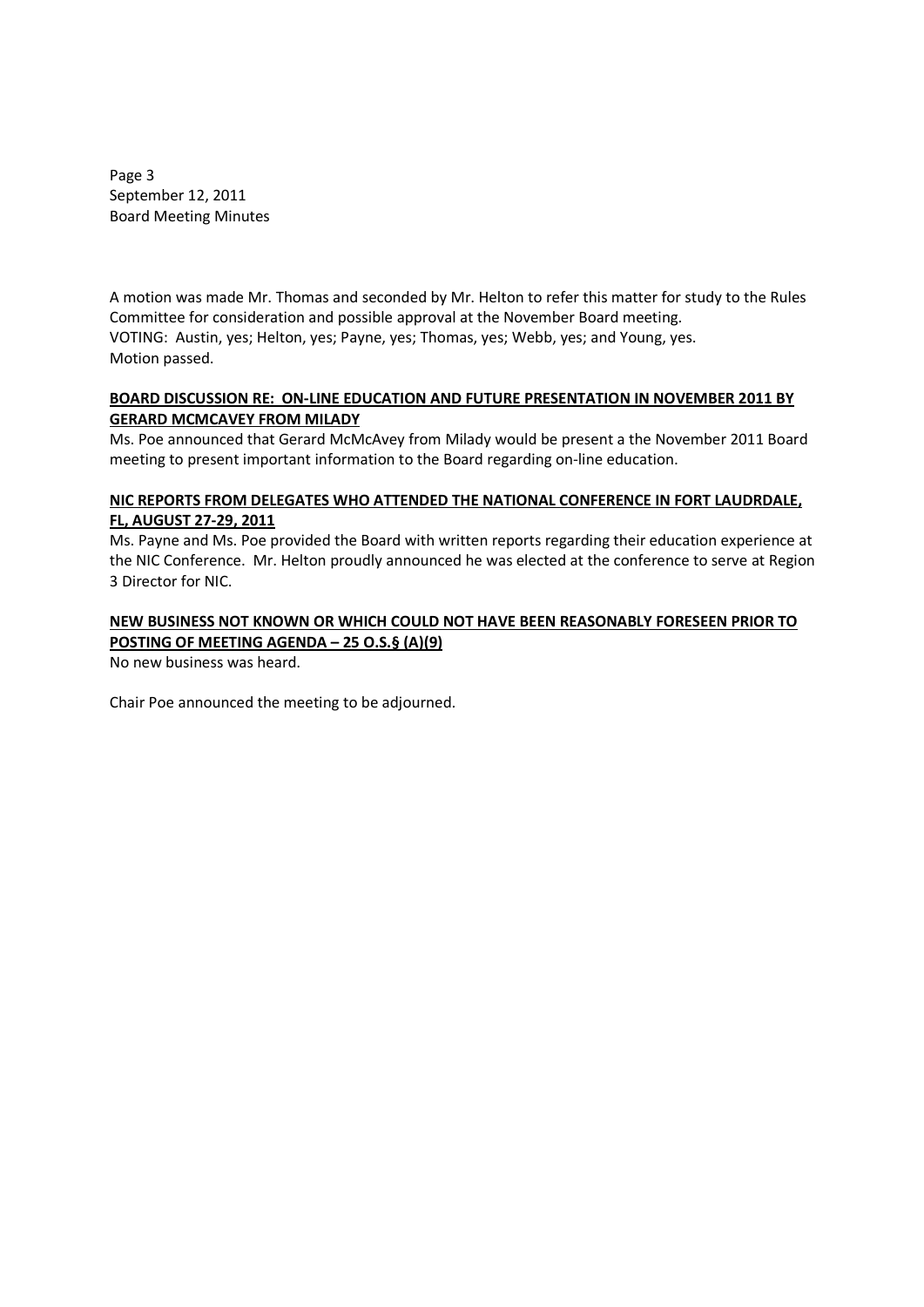A motion was made Mr. Thomas and seconded by Mr. Helton to refer this matter for study to the Rules Committee for consideration and possible approval at the November Board meeting.
VOTING: Austin, yes; Helton, yes; Payne, yes; Thomas, yes; Webb, yes; and Young, yes.
Motion passed.

**BOARD DISCUSSION RE: ON-LINE EDUCATION AND FUTURE PRESENTATION IN NOVEMBER 2011 BY GERARD MCMCAVEY FROM MILADY**

Ms. Poe announced that Gerard McMcAvey from Milady would be present a the November 2011 Board meeting to present important information to the Board regarding on-line education.

**NIC REPORTS FROM DELEGATES WHO ATTENDED THE NATIONAL CONFERENCE IN FORT LAUDRDALE, FL, AUGUST 27-29, 2011**

Ms. Payne and Ms. Poe provided the Board with written reports regarding their education experience at the NIC Conference. Mr. Helton proudly announced he was elected at the conference to serve at Region 3 Director for NIC.

**NEW BUSINESS NOT KNOWN OR WHICH COULD NOT HAVE BEEN REASONABLY FORESEEN PRIOR TO POSTING OF MEETING AGENDA – 25 O.S.§ (A)(9)**

No new business was heard.

Chair Poe announced the meeting to be adjourned.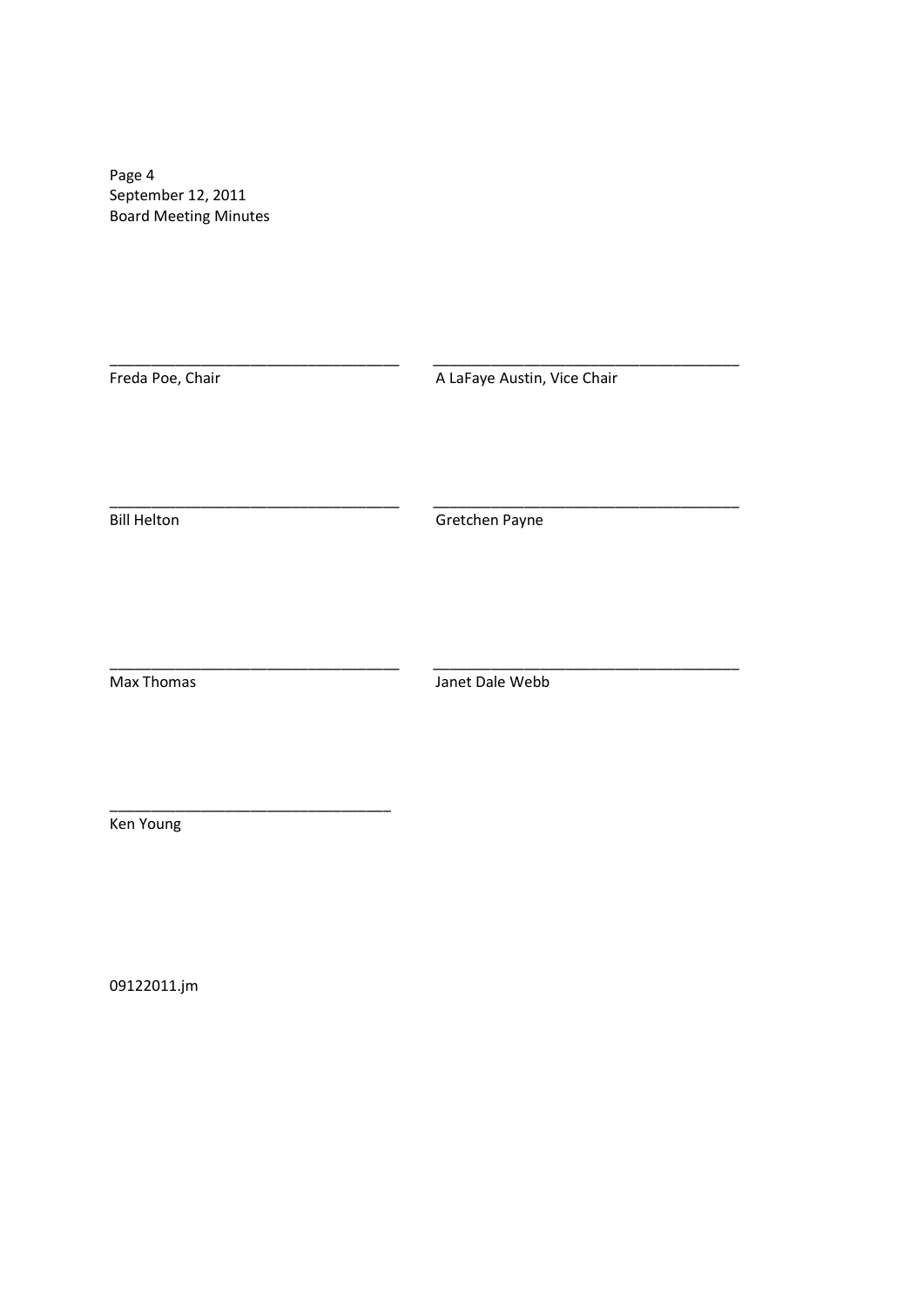\_\_\_\_\_\_\_\_\_\_\_\_\_\_\_\_\_\_\_\_\_\_\_\_\_\_\_\_\_\_\_\_\_\_\_
Freda Poe, Chair

\_\_\_\_\_\_\_\_\_\_\_\_\_\_\_\_\_\_\_\_\_\_\_\_\_\_\_\_\_\_\_\_\_\_\_
A LaFaye Austin, Vice Chair

\_\_\_\_\_\_\_\_\_\_\_\_\_\_\_\_\_\_\_\_\_\_\_\_\_\_\_\_\_\_\_\_\_\_\_
Bill Helton

\_\_\_\_\_\_\_\_\_\_\_\_\_\_\_\_\_\_\_\_\_\_\_\_\_\_\_\_\_\_\_\_\_\_\_
Gretchen Payne

\_\_\_\_\_\_\_\_\_\_\_\_\_\_\_\_\_\_\_\_\_\_\_\_\_\_\_\_\_\_\_\_\_\_\_
Max Thomas

\_\_\_\_\_\_\_\_\_\_\_\_\_\_\_\_\_\_\_\_\_\_\_\_\_\_\_\_\_\_\_\_\_\_\_
Janet Dale Webb

\_\_\_\_\_\_\_\_\_\_\_\_\_\_\_\_\_\_\_\_\_\_\_\_\_\_\_\_\_\_\_\_\_\_\_
Ken Young

09122011.jm